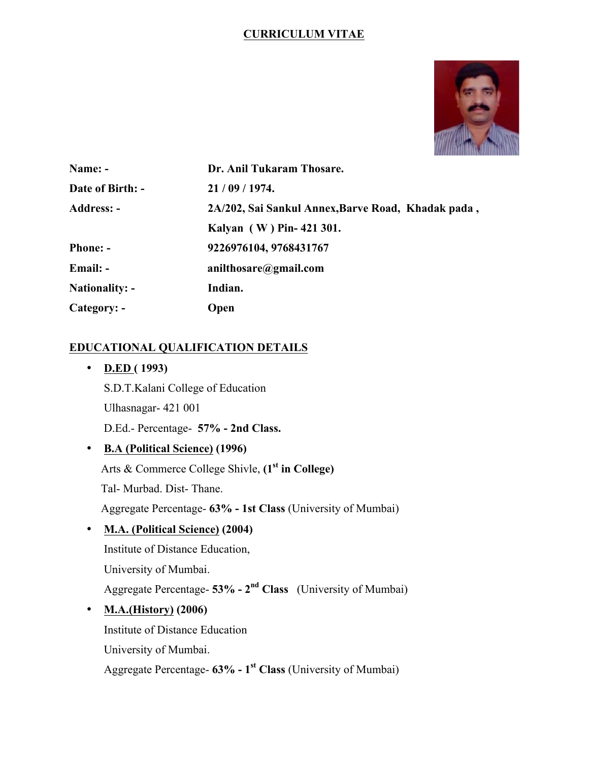# CURRICULUM VITAE

| | |
|---|---|
| **Name: -** | **Dr. Anil Tukaram Thosare.** |
| **Date of Birth: -** | **21 / 09 / 1974.** |
| **Address: -** | **2A/202, Sai Sankul Annex,Barve Road, Khadak pada , Kalyan ( W ) Pin- 421 301.** |
| **Phone: -** | **9226976104, 9768431767** |
| **Email: -** | **anilthosare@gmail.com** |
| **Nationality: -** | **Indian.** |
| **Category: -** | **Open** |

## EDUCATIONAL QUALIFICATION DETAILS

- **D.ED ( 1993)**
  S.D.T.Kalani College of Education
  Ulhasnagar- 421 001
  D.Ed.- Percentage- **57% - 2nd Class.**
- **B.A (Political Science) (1996)**
  Arts & Commerce College Shivle, **(1st in College)**
  Tal- Murbad. Dist- Thane.
  Aggregate Percentage- **63% - 1st Class** (University of Mumbai)
- **M.A. (Political Science) (2004)**
  Institute of Distance Education,
  University of Mumbai.
  Aggregate Percentage- **53% - 2nd Class** (University of Mumbai)
- **M.A.(History) (2006)**
  Institute of Distance Education
  University of Mumbai.
  Aggregate Percentage- **63% - 1st Class** (University of Mumbai)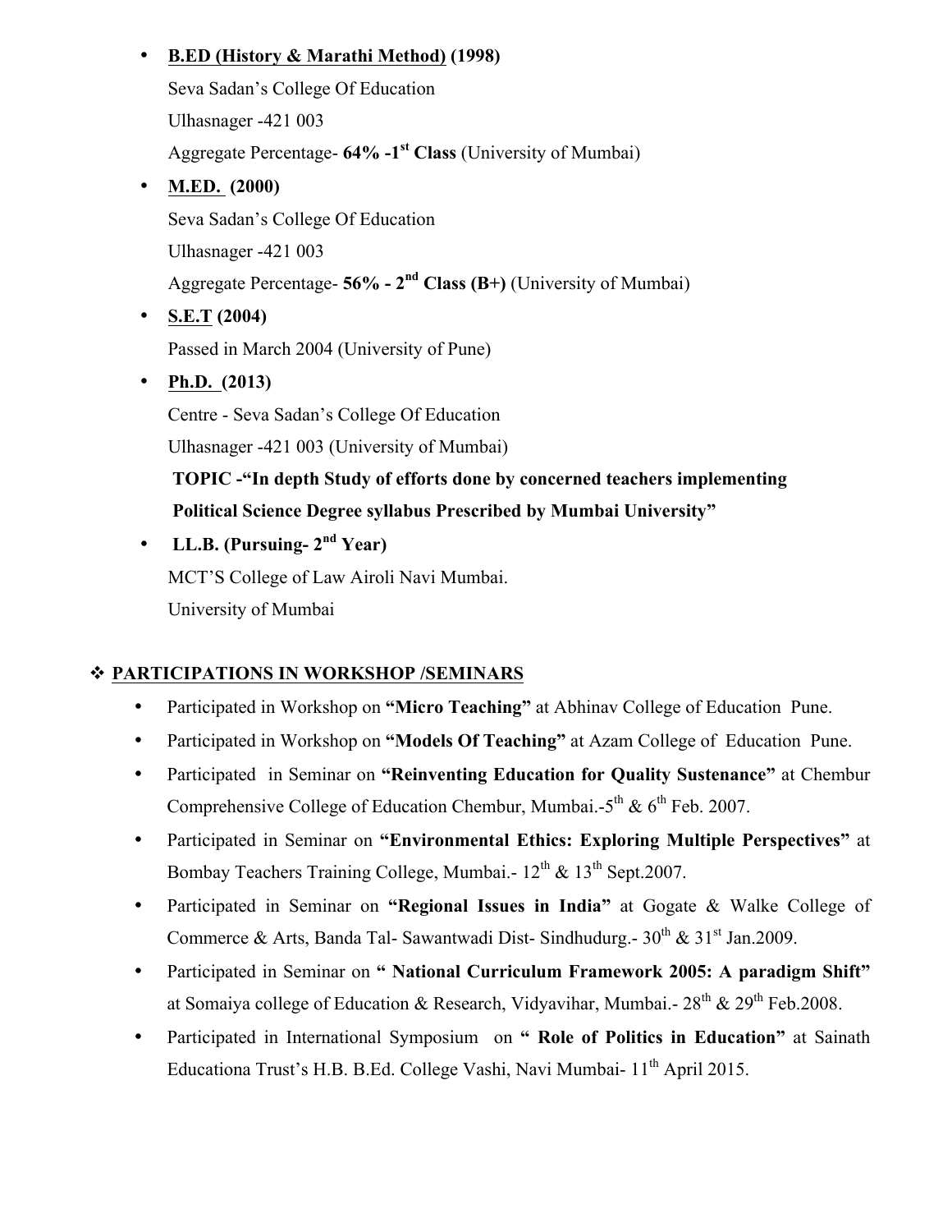- **B.ED (History & Marathi Method) (1998)**

  Seva Sadan's College Of Education

  Ulhasnager -421 003

  Aggregate Percentage- **64% -1st Class** (University of Mumbai)

- **M.ED. (2000)**

  Seva Sadan's College Of Education

  Ulhasnager -421 003

  Aggregate Percentage- **56% - 2nd Class (B+)** (University of Mumbai)

- **S.E.T (2004)**

  Passed in March 2004 (University of Pune)

- **Ph.D. (2013)**

  Centre - Seva Sadan's College Of Education

  Ulhasnager -421 003 (University of Mumbai)

  **TOPIC -"In depth Study of efforts done by concerned teachers implementing Political Science Degree syllabus Prescribed by Mumbai University"**

- **LL.B. (Pursuing- 2nd Year)**

  MCT'S College of Law Airoli Navi Mumbai.

  University of Mumbai

## ❖ PARTICIPATIONS IN WORKSHOP /SEMINARS

- Participated in Workshop on **"Micro Teaching"** at Abhinav College of Education Pune.
- Participated in Workshop on **"Models Of Teaching"** at Azam College of Education Pune.
- Participated in Seminar on **"Reinventing Education for Quality Sustenance"** at Chembur Comprehensive College of Education Chembur, Mumbai.-5th & 6th Feb. 2007.
- Participated in Seminar on **"Environmental Ethics: Exploring Multiple Perspectives"** at Bombay Teachers Training College, Mumbai.- 12th & 13th Sept.2007.
- Participated in Seminar on **"Regional Issues in India"** at Gogate & Walke College of Commerce & Arts, Banda Tal- Sawantwadi Dist- Sindhudurg.- 30th & 31st Jan.2009.
- Participated in Seminar on **" National Curriculum Framework 2005: A paradigm Shift"** at Somaiya college of Education & Research, Vidyavihar, Mumbai.- 28th & 29th Feb.2008.
- Participated in International Symposium on **" Role of Politics in Education"** at Sainath Educationa Trust's H.B. B.Ed. College Vashi, Navi Mumbai- 11th April 2015.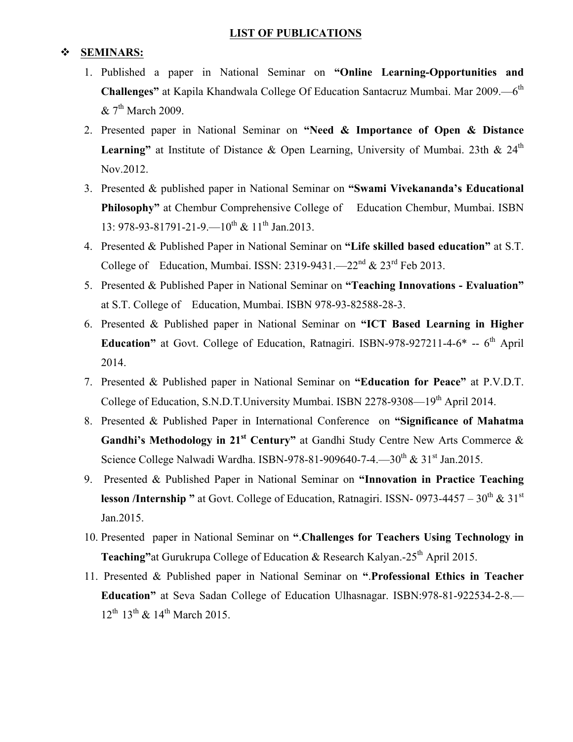## LIST OF PUBLICATIONS

- **SEMINARS:**

1. Published a paper in National Seminar on **"Online Learning-Opportunities and Challenges"** at Kapila Khandwala College Of Education Santacruz Mumbai. Mar 2009.—6th & 7th March 2009.
2. Presented paper in National Seminar on **"Need & Importance of Open & Distance Learning"** at Institute of Distance & Open Learning, University of Mumbai. 23th & 24th Nov.2012.
3. Presented & published paper in National Seminar on **"Swami Vivekananda's Educational Philosophy"** at Chembur Comprehensive College of Education Chembur, Mumbai. ISBN 13: 978-93-81791-21-9.—10th & 11th Jan.2013.
4. Presented & Published Paper in National Seminar on **"Life skilled based education"** at S.T. College of Education, Mumbai. ISSN: 2319-9431.—22nd & 23rd Feb 2013.
5. Presented & Published Paper in National Seminar on **"Teaching Innovations - Evaluation"** at S.T. College of Education, Mumbai. ISBN 978-93-82588-28-3.
6. Presented & Published paper in National Seminar on **"ICT Based Learning in Higher Education"** at Govt. College of Education, Ratnagiri. ISBN-978-927211-4-6* -- 6th April 2014.
7. Presented & Published paper in National Seminar on **"Education for Peace"** at P.V.D.T. College of Education, S.N.D.T.University Mumbai. ISBN 2278-9308—19th April 2014.
8. Presented & Published Paper in International Conference on **"Significance of Mahatma Gandhi's Methodology in 21st Century"** at Gandhi Study Centre New Arts Commerce & Science College Nalwadi Wardha. ISBN-978-81-909640-7-4.—30th & 31st Jan.2015.
9. Presented & Published Paper in National Seminar on **"Innovation in Practice Teaching lesson /Internship "** at Govt. College of Education, Ratnagiri. ISSN- 0973-4457 – 30th & 31st Jan.2015.
10. Presented paper in National Seminar on **".Challenges for Teachers Using Technology in Teaching"**at Gurukrupa College of Education & Research Kalyan.-25th April 2015.
11. Presented & Published paper in National Seminar on **".Professional Ethics in Teacher Education"** at Seva Sadan College of Education Ulhasnagar. ISBN:978-81-922534-2-8.— 12th 13th & 14th March 2015.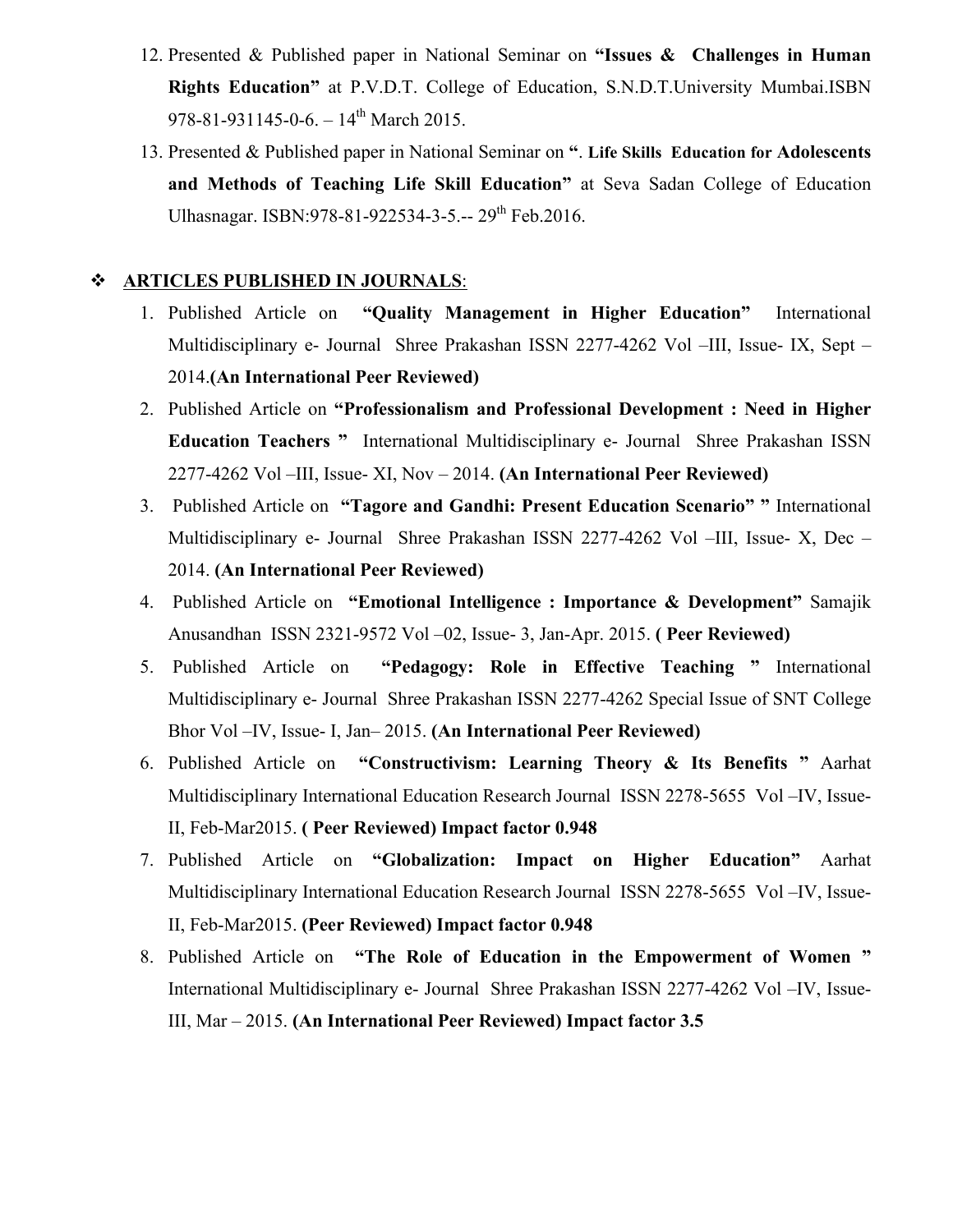12. Presented & Published paper in National Seminar on **"Issues & Challenges in Human Rights Education"** at P.V.D.T. College of Education, S.N.D.T.University Mumbai.ISBN 978-81-931145-0-6. – 14th March 2015.
13. Presented & Published paper in National Seminar on **". Life Skills Education for Adolescents and Methods of Teaching Life Skill Education"** at Seva Sadan College of Education Ulhasnagar. ISBN:978-81-922534-3-5.-- 29th Feb.2016.

## ❖ ARTICLES PUBLISHED IN JOURNALS:

1. Published Article on **"Quality Management in Higher Education"** International Multidisciplinary e- Journal Shree Prakashan ISSN 2277-4262 Vol –III, Issue- IX, Sept – 2014.**(An International Peer Reviewed)**
2. Published Article on **"Professionalism and Professional Development : Need in Higher Education Teachers "** International Multidisciplinary e- Journal Shree Prakashan ISSN 2277-4262 Vol –III, Issue- XI, Nov – 2014. **(An International Peer Reviewed)**
3. Published Article on **"Tagore and Gandhi: Present Education Scenario" "** International Multidisciplinary e- Journal Shree Prakashan ISSN 2277-4262 Vol –III, Issue- X, Dec – 2014. **(An International Peer Reviewed)**
4. Published Article on **"Emotional Intelligence : Importance & Development"** Samajik Anusandhan ISSN 2321-9572 Vol –02, Issue- 3, Jan-Apr. 2015. **( Peer Reviewed)**
5. Published Article on **"Pedagogy: Role in Effective Teaching "** International Multidisciplinary e- Journal Shree Prakashan ISSN 2277-4262 Special Issue of SNT College Bhor Vol –IV, Issue- I, Jan– 2015. **(An International Peer Reviewed)**
6. Published Article on **"Constructivism: Learning Theory & Its Benefits "** Aarhat Multidisciplinary International Education Research Journal ISSN 2278-5655 Vol –IV, Issue- II, Feb-Mar2015. **( Peer Reviewed) Impact factor 0.948**
7. Published Article on **"Globalization: Impact on Higher Education"** Aarhat Multidisciplinary International Education Research Journal ISSN 2278-5655 Vol –IV, Issue- II, Feb-Mar2015. **(Peer Reviewed) Impact factor 0.948**
8. Published Article on **"The Role of Education in the Empowerment of Women "** International Multidisciplinary e- Journal Shree Prakashan ISSN 2277-4262 Vol –IV, Issue- III, Mar – 2015. **(An International Peer Reviewed) Impact factor 3.5**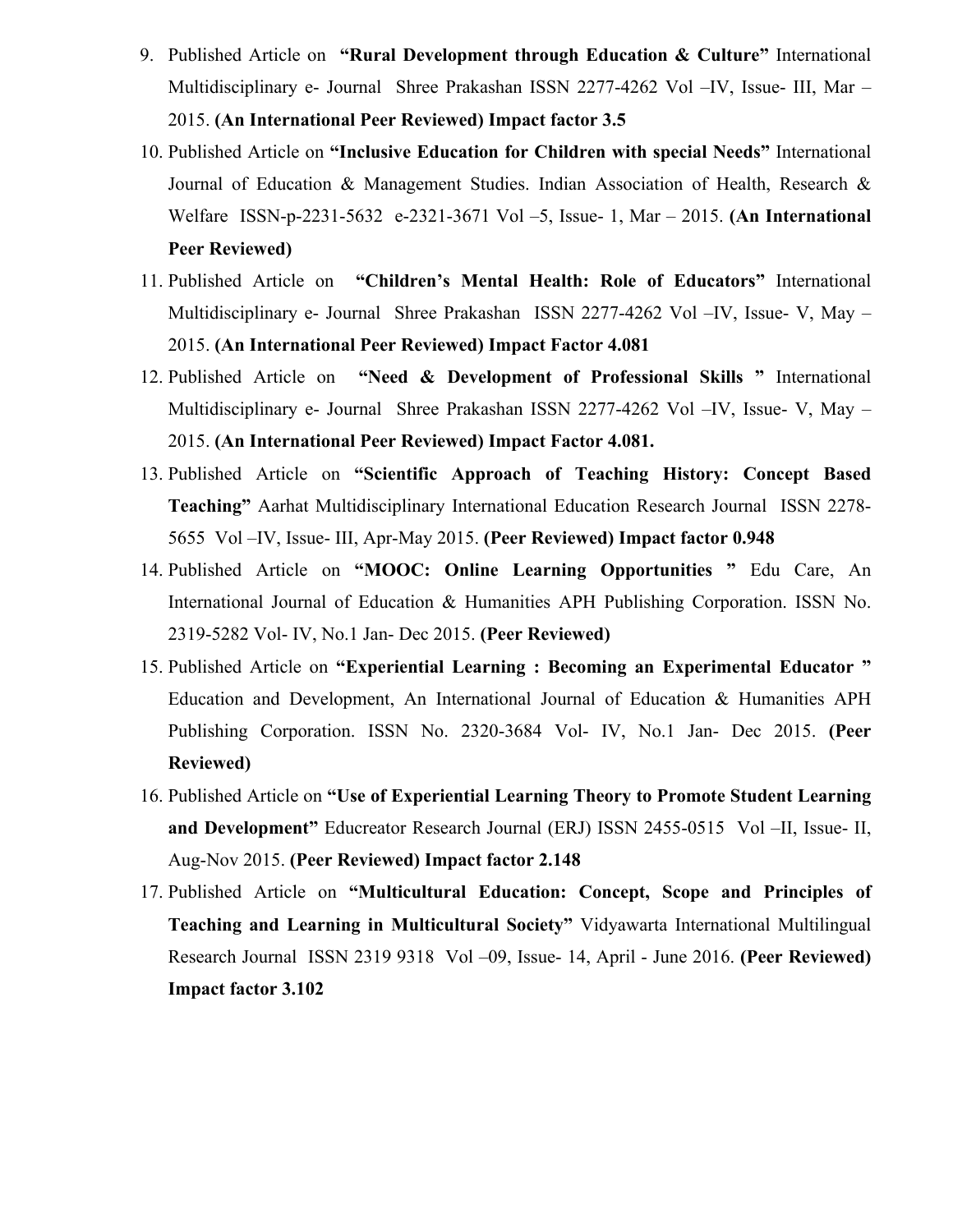9. Published Article on **"Rural Development through Education & Culture"** International Multidisciplinary e- Journal Shree Prakashan ISSN 2277-4262 Vol –IV, Issue- III, Mar – 2015. **(An International Peer Reviewed) Impact factor 3.5**
10. Published Article on **"Inclusive Education for Children with special Needs"** International Journal of Education & Management Studies. Indian Association of Health, Research & Welfare ISSN-p-2231-5632 e-2321-3671 Vol –5, Issue- 1, Mar – 2015. **(An International Peer Reviewed)**
11. Published Article on **"Children's Mental Health: Role of Educators"** International Multidisciplinary e- Journal Shree Prakashan ISSN 2277-4262 Vol –IV, Issue- V, May – 2015. **(An International Peer Reviewed) Impact Factor 4.081**
12. Published Article on **"Need & Development of Professional Skills "** International Multidisciplinary e- Journal Shree Prakashan ISSN 2277-4262 Vol –IV, Issue- V, May – 2015. **(An International Peer Reviewed) Impact Factor 4.081.**
13. Published Article on **"Scientific Approach of Teaching History: Concept Based Teaching"** Aarhat Multidisciplinary International Education Research Journal ISSN 2278-5655 Vol –IV, Issue- III, Apr-May 2015. **(Peer Reviewed) Impact factor 0.948**
14. Published Article on **"MOOC: Online Learning Opportunities "** Edu Care, An International Journal of Education & Humanities APH Publishing Corporation. ISSN No. 2319-5282 Vol- IV, No.1 Jan- Dec 2015. **(Peer Reviewed)**
15. Published Article on **"Experiential Learning : Becoming an Experimental Educator "** Education and Development, An International Journal of Education & Humanities APH Publishing Corporation. ISSN No. 2320-3684 Vol- IV, No.1 Jan- Dec 2015. **(Peer Reviewed)**
16. Published Article on **"Use of Experiential Learning Theory to Promote Student Learning and Development"** Educreator Research Journal (ERJ) ISSN 2455-0515 Vol –II, Issue- II, Aug-Nov 2015. **(Peer Reviewed) Impact factor 2.148**
17. Published Article on **"Multicultural Education: Concept, Scope and Principles of Teaching and Learning in Multicultural Society"** Vidyawarta International Multilingual Research Journal ISSN 2319 9318 Vol –09, Issue- 14, April - June 2016. **(Peer Reviewed) Impact factor 3.102**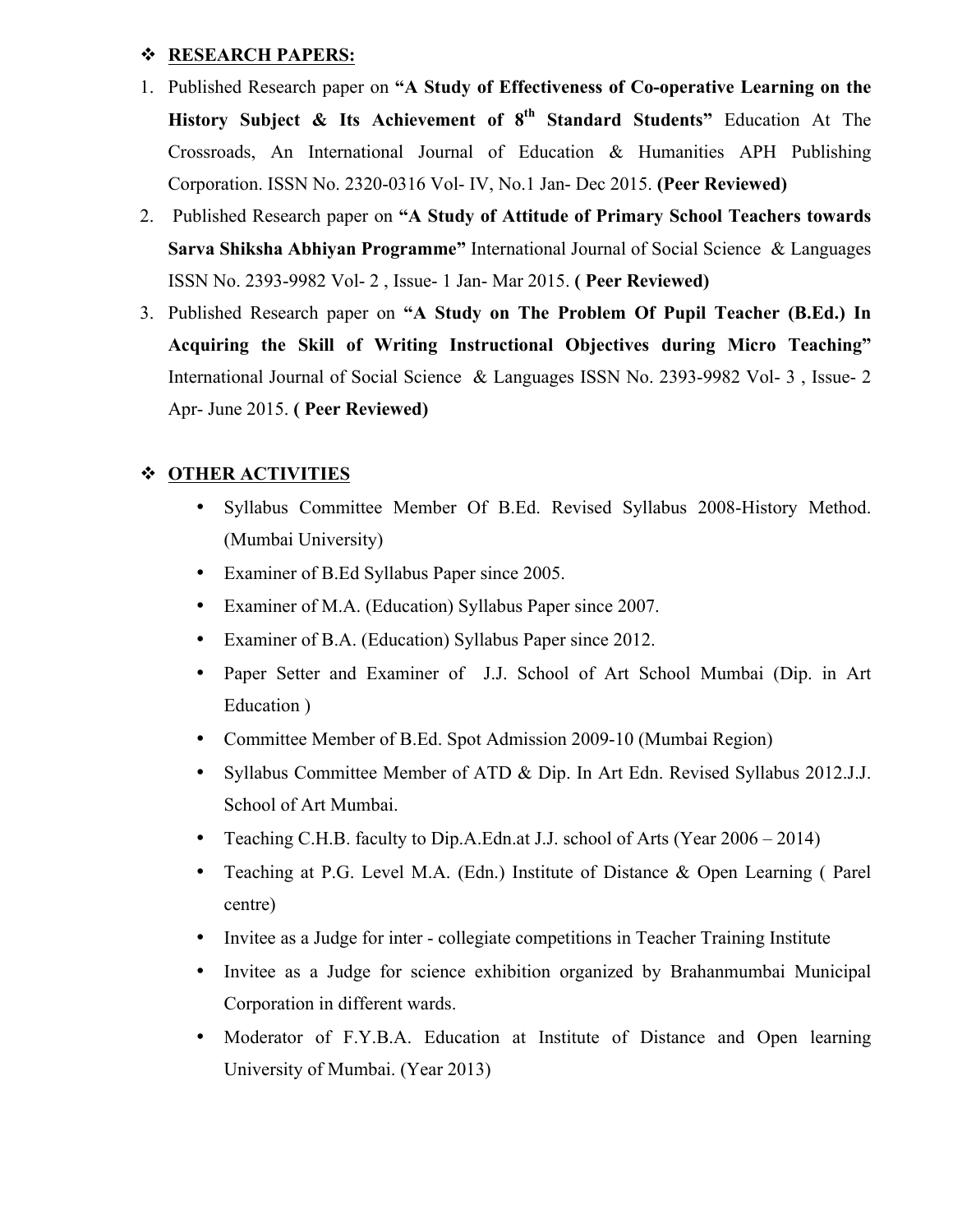## ❖ RESEARCH PAPERS:

1. Published Research paper on **"A Study of Effectiveness of Co-operative Learning on the History Subject & Its Achievement of 8th Standard Students"** Education At The Crossroads, An International Journal of Education & Humanities APH Publishing Corporation. ISSN No. 2320-0316 Vol- IV, No.1 Jan- Dec 2015. **(Peer Reviewed)**
2. Published Research paper on **"A Study of Attitude of Primary School Teachers towards Sarva Shiksha Abhiyan Programme"** International Journal of Social Science & Languages ISSN No. 2393-9982 Vol- 2 , Issue- 1 Jan- Mar 2015. **( Peer Reviewed)**
3. Published Research paper on **"A Study on The Problem Of Pupil Teacher (B.Ed.) In Acquiring the Skill of Writing Instructional Objectives during Micro Teaching"** International Journal of Social Science & Languages ISSN No. 2393-9982 Vol- 3 , Issue- 2 Apr- June 2015. **( Peer Reviewed)**

## ❖ OTHER ACTIVITIES

- Syllabus Committee Member Of B.Ed. Revised Syllabus 2008-History Method. (Mumbai University)
- Examiner of B.Ed Syllabus Paper since 2005.
- Examiner of M.A. (Education) Syllabus Paper since 2007.
- Examiner of B.A. (Education) Syllabus Paper since 2012.
- Paper Setter and Examiner of J.J. School of Art School Mumbai (Dip. in Art Education )
- Committee Member of B.Ed. Spot Admission 2009-10 (Mumbai Region)
- Syllabus Committee Member of ATD & Dip. In Art Edn. Revised Syllabus 2012.J.J. School of Art Mumbai.
- Teaching C.H.B. faculty to Dip.A.Edn.at J.J. school of Arts (Year 2006 – 2014)
- Teaching at P.G. Level M.A. (Edn.) Institute of Distance & Open Learning ( Parel centre)
- Invitee as a Judge for inter - collegiate competitions in Teacher Training Institute
- Invitee as a Judge for science exhibition organized by Brahanmumbai Municipal Corporation in different wards.
- Moderator of F.Y.B.A. Education at Institute of Distance and Open learning University of Mumbai. (Year 2013)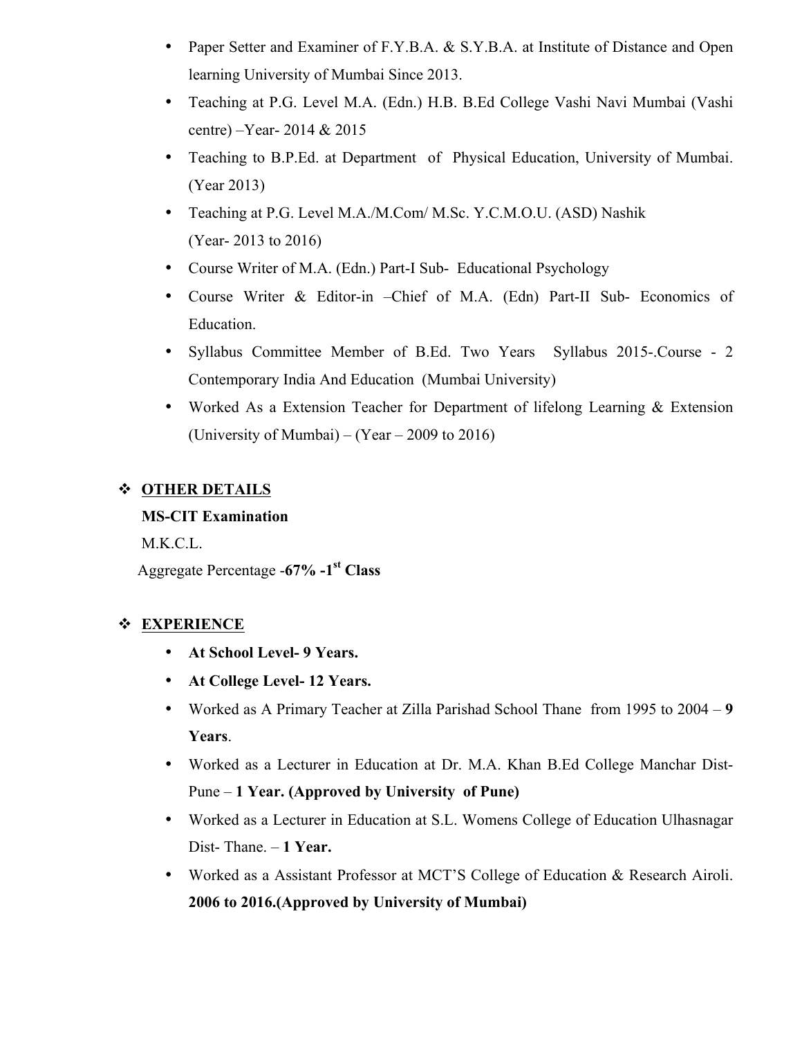- Paper Setter and Examiner of F.Y.B.A. & S.Y.B.A. at Institute of Distance and Open learning University of Mumbai Since 2013.
- Teaching at P.G. Level M.A. (Edn.) H.B. B.Ed College Vashi Navi Mumbai (Vashi centre) –Year- 2014 & 2015
- Teaching to B.P.Ed. at Department of Physical Education, University of Mumbai. (Year 2013)
- Teaching at P.G. Level M.A./M.Com/ M.Sc. Y.C.M.O.U. (ASD) Nashik (Year- 2013 to 2016)
- Course Writer of M.A. (Edn.) Part-I Sub- Educational Psychology
- Course Writer & Editor-in –Chief of M.A. (Edn) Part-II Sub- Economics of Education.
- Syllabus Committee Member of B.Ed. Two Years Syllabus 2015-.Course - 2 Contemporary India And Education (Mumbai University)
- Worked As a Extension Teacher for Department of lifelong Learning & Extension (University of Mumbai) – (Year – 2009 to 2016)

## ❖ OTHER DETAILS

**MS-CIT Examination**

M.K.C.L.

Aggregate Percentage -**67% -1st Class**

## ❖ EXPERIENCE

- **At School Level- 9 Years.**
- **At College Level- 12 Years.**
- Worked as A Primary Teacher at Zilla Parishad School Thane from 1995 to 2004 – **9 Years**.
- Worked as a Lecturer in Education at Dr. M.A. Khan B.Ed College Manchar Dist- Pune – **1 Year. (Approved by University of Pune)**
- Worked as a Lecturer in Education at S.L. Womens College of Education Ulhasnagar Dist- Thane. – **1 Year.**
- Worked as a Assistant Professor at MCT'S College of Education & Research Airoli. **2006 to 2016.(Approved by University of Mumbai)**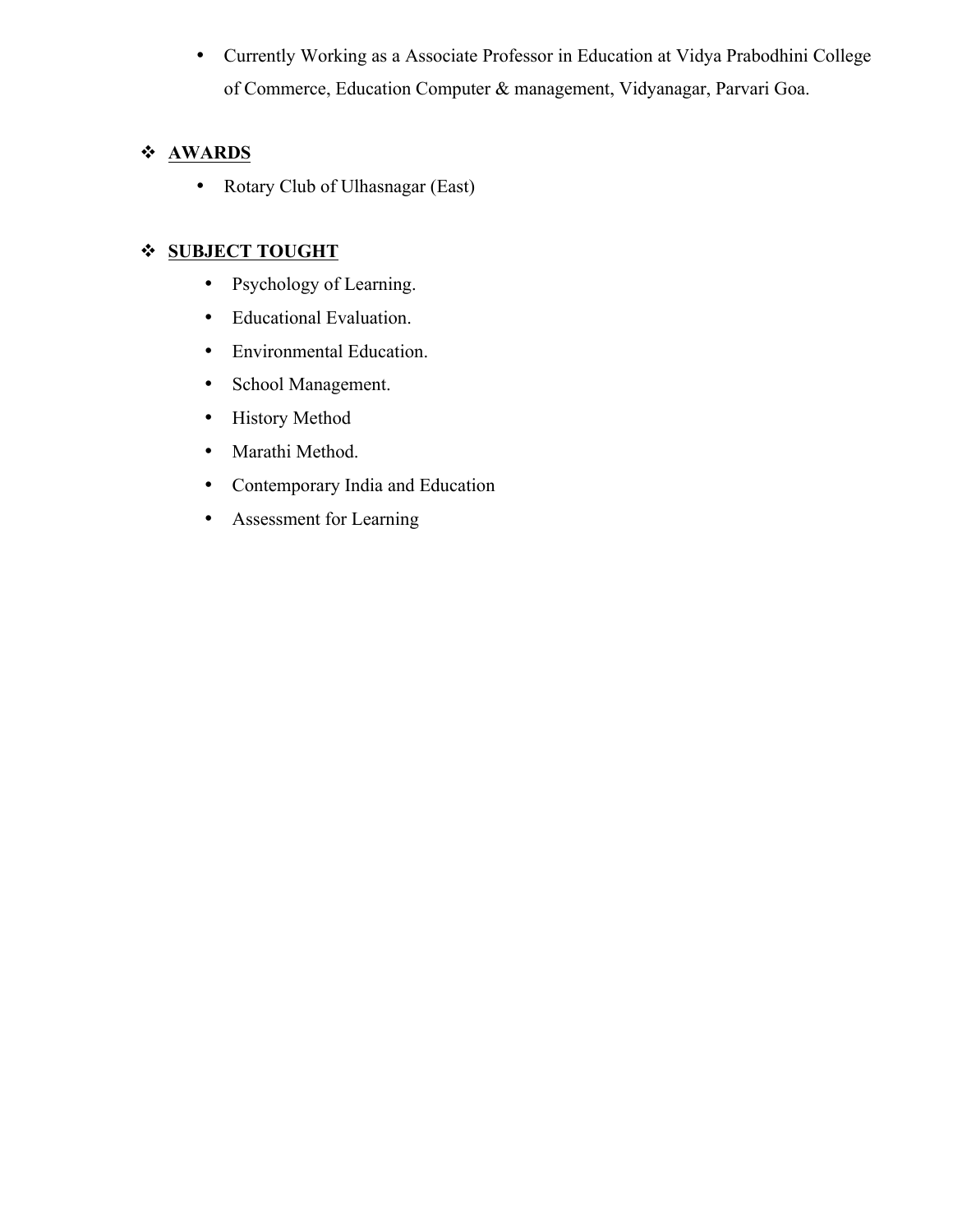- Currently Working as a Associate Professor in Education at Vidya Prabodhini College of Commerce, Education Computer & management, Vidyanagar, Parvari Goa.

## **AWARDS**

- Rotary Club of Ulhasnagar (East)

## **SUBJECT TOUGHT**

- Psychology of Learning.
- Educational Evaluation.
- Environmental Education.
- School Management.
- History Method
- Marathi Method.
- Contemporary India and Education
- Assessment for Learning